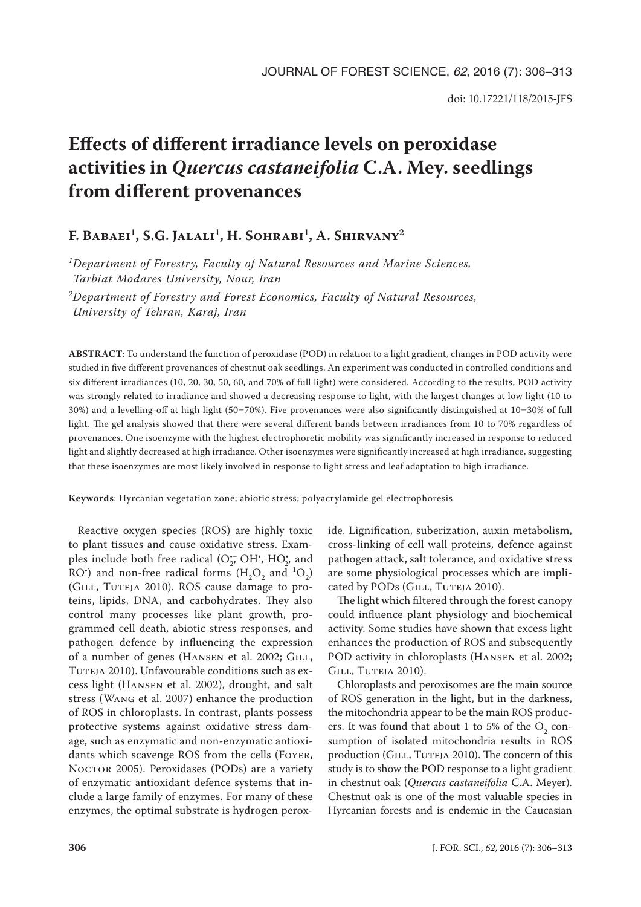doi: 10.17221/118/2015-JFS

# Effects of different irradiance levels on peroxidase activities in *Quercus castaneifolia* C.A. Mey. seedlings from different provenances

**F. Babaei[1], S.G. Jalali[1], H. Sohrabi[1], A. Shirvany[2]**

*[1]Department of Forestry, Faculty of Natural Resources and Marine Sciences, Tarbiat Modares University, Nour, Iran*

*[2]Department of Forestry and Forest Economics, Faculty of Natural Resources, University of Tehran, Karaj, Iran*

**ABSTRACT**: To understand the function of peroxidase (POD) in relation to a light gradient, changes in POD activity were studied in five different provenances of chestnut oak seedlings. An experiment was conducted in controlled conditions and six different irradiances (10, 20, 30, 50, 60, and 70% of full light) were considered. According to the results, POD activity was strongly related to irradiance and showed a decreasing response to light, with the largest changes at low light (10 to 30%) and a levelling-off at high light (50–70%). Five provenances were also significantly distinguished at 10–30% of full light. The gel analysis showed that there were several different bands between irradiances from 10 to 70% regardless of provenances. One isoenzyme with the highest electrophoretic mobility was significantly increased in response to reduced light and slightly decreased at high irradiance. Other isoenzymes were significantly increased at high irradiance, suggesting that these isoenzymes are most likely involved in response to light stress and leaf adaptation to high irradiance.

**Keywords**: Hyrcanian vegetation zone; abiotic stress; polyacrylamide gel electrophoresis

Reactive oxygen species (ROS) are highly toxic to plant tissues and cause oxidative stress. Examples include both free radical ($O_2^{\bullet-}$, $OH^{\bullet}$, $HO_2^{\bullet}$, and $RO^{\bullet}$) and non-free radical forms ($H_2O_2$ and $^1O_2$) (Gill, Tuteja 2010). ROS cause damage to proteins, lipids, DNA, and carbohydrates. They also control many processes like plant growth, programmed cell death, abiotic stress responses, and pathogen defence by influencing the expression of a number of genes (Hansen et al. 2002; Gill, Tuteja 2010). Unfavourable conditions such as excess light (Hansen et al. 2002), drought, and salt stress (Wang et al. 2007) enhance the production of ROS in chloroplasts. In contrast, plants possess protective systems against oxidative stress damage, such as enzymatic and non-enzymatic antioxidants which scavenge ROS from the cells (Foyer, Noctor 2005). Peroxidases (PODs) are a variety of enzymatic antioxidant defence systems that include a large family of enzymes. For many of these enzymes, the optimal substrate is hydrogen peroxide. Lignification, suberization, auxin metabolism, cross-linking of cell wall proteins, defence against pathogen attack, salt tolerance, and oxidative stress are some physiological processes which are implicated by PODs (Gill, Tuteja 2010).

The light which filtered through the forest canopy could influence plant physiology and biochemical activity. Some studies have shown that excess light enhances the production of ROS and subsequently POD activity in chloroplasts (Hansen et al. 2002; Gill, Tuteja 2010).

Chloroplasts and peroxisomes are the main source of ROS generation in the light, but in the darkness, the mitochondria appear to be the main ROS producers. It was found that about 1 to 5% of the $O_2$ consumption of isolated mitochondria results in ROS production (Gill, Tuteja 2010). The concern of this study is to show the POD response to a light gradient in chestnut oak (*Quercus castaneifolia* C.A. Meyer). Chestnut oak is one of the most valuable species in Hyrcanian forests and is endemic in the Caucasian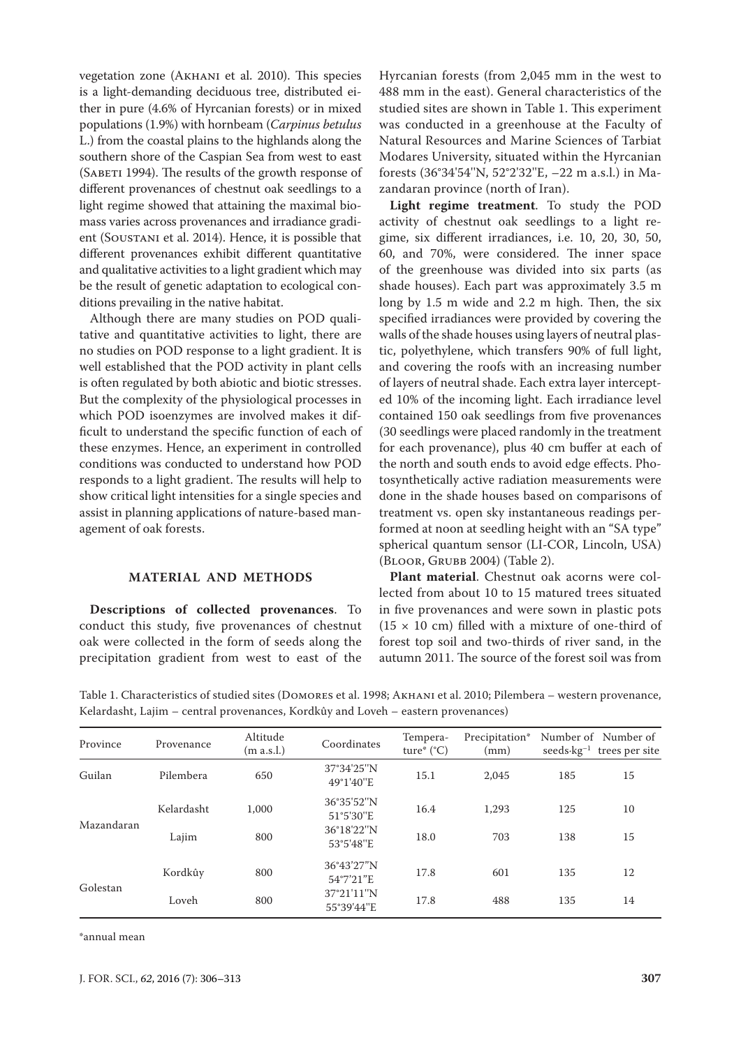vegetation zone (Akhani et al. 2010). This species is a light-demanding deciduous tree, distributed either in pure (4.6% of Hyrcanian forests) or in mixed populations (1.9%) with hornbeam (*Carpinus betulus* L.) from the coastal plains to the highlands along the southern shore of the Caspian Sea from west to east (Sabeti 1994). The results of the growth response of different provenances of chestnut oak seedlings to a light regime showed that attaining the maximal biomass varies across provenances and irradiance gradient (Soustani et al. 2014). Hence, it is possible that different provenances exhibit different quantitative and qualitative activities to a light gradient which may be the result of genetic adaptation to ecological conditions prevailing in the native habitat.

Although there are many studies on POD qualitative and quantitative activities to light, there are no studies on POD response to a light gradient. It is well established that the POD activity in plant cells is often regulated by both abiotic and biotic stresses. But the complexity of the physiological processes in which POD isoenzymes are involved makes it difficult to understand the specific function of each of these enzymes. Hence, an experiment in controlled conditions was conducted to understand how POD responds to a light gradient. The results will help to show critical light intensities for a single species and assist in planning applications of nature-based management of oak forests.

## MATERIAL AND METHODS

**Descriptions of collected provenances**. To conduct this study, five provenances of chestnut oak were collected in the form of seeds along the precipitation gradient from west to east of the Hyrcanian forests (from 2,045 mm in the west to 488 mm in the east). General characteristics of the studied sites are shown in Table 1. This experiment was conducted in a greenhouse at the Faculty of Natural Resources and Marine Sciences of Tarbiat Modares University, situated within the Hyrcanian forests (36°34'54''N, 52°2'32''E, –22 m a.s.l.) in Mazandaran province (north of Iran).

**Light regime treatment**. To study the POD activity of chestnut oak seedlings to a light regime, six different irradiances, i.e. 10, 20, 30, 50, 60, and 70%, were considered. The inner space of the greenhouse was divided into six parts (as shade houses). Each part was approximately 3.5 m long by 1.5 m wide and 2.2 m high. Then, the six specified irradiances were provided by covering the walls of the shade houses using layers of neutral plastic, polyethylene, which transfers 90% of full light, and covering the roofs with an increasing number of layers of neutral shade. Each extra layer intercepted 10% of the incoming light. Each irradiance level contained 150 oak seedlings from five provenances (30 seedlings were placed randomly in the treatment for each provenance), plus 40 cm buffer at each of the north and south ends to avoid edge effects. Photosynthetically active radiation measurements were done in the shade houses based on comparisons of treatment vs. open sky instantaneous readings performed at noon at seedling height with an "SA type" spherical quantum sensor (LI-COR, Lincoln, USA) (Bloor, Grubb 2004) (Table 2).

**Plant material**. Chestnut oak acorns were collected from about 10 to 15 matured trees situated in five provenances and were sown in plastic pots (15 × 10 cm) filled with a mixture of one-third of forest top soil and two-thirds of river sand, in the autumn 2011. The source of the forest soil was from

Table 1. Characteristics of studied sites (Domores et al. 1998; Akhani et al. 2010; Pilembera – western provenance, Kelardasht, Lajim – central provenances, Kordkûy and Loveh – eastern provenances)

| Province | Provenance | Altitude (m a.s.l.) | Coordinates | Temperature* (°C) | Precipitation* (mm) | Number of seeds·kg$^{-1}$ | Number of trees per site |
|---|---|---|---|---|---|---|---|
| Guilan | Pilembera | 650 | 37°34'25''N 49°1'40''E | 15.1 | 2,045 | 185 | 15 |
| Mazandaran | Kelardasht | 1,000 | 36°35'52''N 51°5'30''E | 16.4 | 1,293 | 125 | 10 |
| | Lajim | 800 | 36°18'22''N 53°5'48''E | 18.0 | 703 | 138 | 15 |
| Golestan | Kordkûy | 800 | 36°43'27''N 54°7'21''E | 17.8 | 601 | 135 | 12 |
| | Loveh | 800 | 37°21'11''N 55°39'44''E | 17.8 | 488 | 135 | 14 |

*annual mean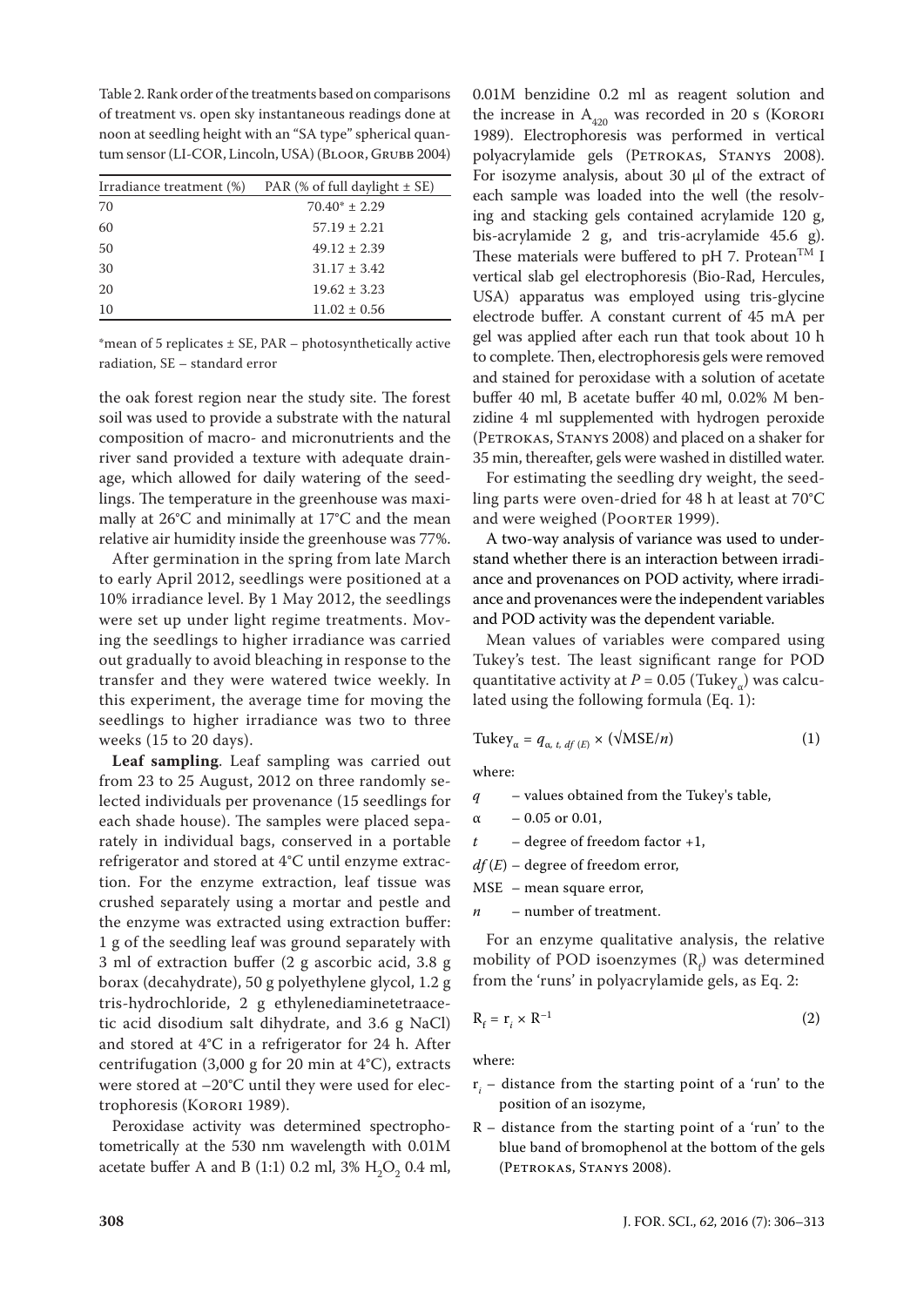Table 2. Rank order of the treatments based on comparisons of treatment vs. open sky instantaneous readings done at noon at seedling height with an "SA type" spherical quantum sensor (LI-COR, Lincoln, USA) (Bloor, Grubb 2004)

| Irradiance treatment (%) | PAR (% of full daylight ± SE) |
|---|---|
| 70 | 70.40* ± 2.29 |
| 60 | 57.19 ± 2.21 |
| 50 | 49.12 ± 2.39 |
| 30 | 31.17 ± 3.42 |
| 20 | 19.62 ± 3.23 |
| 10 | 11.02 ± 0.56 |

*mean of 5 replicates ± SE, PAR – photosynthetically active radiation, SE – standard error

the oak forest region near the study site. The forest soil was used to provide a substrate with the natural composition of macro- and micronutrients and the river sand provided a texture with adequate drainage, which allowed for daily watering of the seedlings. The temperature in the greenhouse was maximally at 26°C and minimally at 17°C and the mean relative air humidity inside the greenhouse was 77%.

After germination in the spring from late March to early April 2012, seedlings were positioned at a 10% irradiance level. By 1 May 2012, the seedlings were set up under light regime treatments. Moving the seedlings to higher irradiance was carried out gradually to avoid bleaching in response to the transfer and they were watered twice weekly. In this experiment, the average time for moving the seedlings to higher irradiance was two to three weeks (15 to 20 days).

**Leaf sampling**. Leaf sampling was carried out from 23 to 25 August, 2012 on three randomly selected individuals per provenance (15 seedlings for each shade house). The samples were placed separately in individual bags, conserved in a portable refrigerator and stored at 4°C until enzyme extraction. For the enzyme extraction, leaf tissue was crushed separately using a mortar and pestle and the enzyme was extracted using extraction buffer: 1 g of the seedling leaf was ground separately with 3 ml of extraction buffer (2 g ascorbic acid, 3.8 g borax (decahydrate), 50 g polyethylene glycol, 1.2 g tris-hydrochloride, 2 g ethylenediaminetetraacetic acid disodium salt dihydrate, and 3.6 g NaCl) and stored at 4°C in a refrigerator for 24 h. After centrifugation (3,000 g for 20 min at 4°C), extracts were stored at –20°C until they were used for electrophoresis (Korori 1989).

Peroxidase activity was determined spectrophotometrically at the 530 nm wavelength with 0.01M acetate buffer A and B (1:1) 0.2 ml, 3% $H_2O_2$ 0.4 ml, 0.01M benzidine 0.2 ml as reagent solution and the increase in $A_{420}$ was recorded in 20 s (Korori 1989). Electrophoresis was performed in vertical polyacrylamide gels (Petrokas, Stanys 2008). For isozyme analysis, about 30 µl of the extract of each sample was loaded into the well (the resolving and stacking gels contained acrylamide 120 g, bis-acrylamide 2 g, and tris-acrylamide 45.6 g). These materials were buffered to pH 7. Protean™ I vertical slab gel electrophoresis (Bio-Rad, Hercules, USA) apparatus was employed using tris-glycine electrode buffer. A constant current of 45 mA per gel was applied after each run that took about 10 h to complete. Then, electrophoresis gels were removed and stained for peroxidase with a solution of acetate buffer 40 ml, B acetate buffer 40 ml, 0.02% M benzidine 4 ml supplemented with hydrogen peroxide (Petrokas, Stanys 2008) and placed on a shaker for 35 min, thereafter, gels were washed in distilled water.

For estimating the seedling dry weight, the seedling parts were oven-dried for 48 h at least at 70°C and were weighed (Poorter 1999).

A two-way analysis of variance was used to understand whether there is an interaction between irradiance and provenances on POD activity, where irradiance and provenances were the independent variables and POD activity was the dependent variable.

Mean values of variables were compared using Tukey's test. The least significant range for POD quantitative activity at $P = 0.05$ ($\text{Tukey}_{\alpha}$) was calculated using the following formula (Eq. 1):

$$\text{Tukey}_{\alpha} = q_{\alpha,\, t,\, df\,(E)} \times (\sqrt{\text{MSE}}/n) \tag{1}$$

where:

- $q$ – values obtained from the Tukey's table,
- $\alpha$ – 0.05 or 0.01,
- $t$ – degree of freedom factor +1,
- $df\,(E)$ – degree of freedom error,
- MSE – mean square error,
- $n$ – number of treatment.

For an enzyme qualitative analysis, the relative mobility of POD isoenzymes ($R_f$) was determined from the 'runs' in polyacrylamide gels, as Eq. 2:

$$R_f = r_i \times R^{-1} \tag{2}$$

where:

- $r_i$ – distance from the starting point of a 'run' to the position of an isozyme,
- R – distance from the starting point of a 'run' to the blue band of bromophenol at the bottom of the gels (Petrokas, Stanys 2008).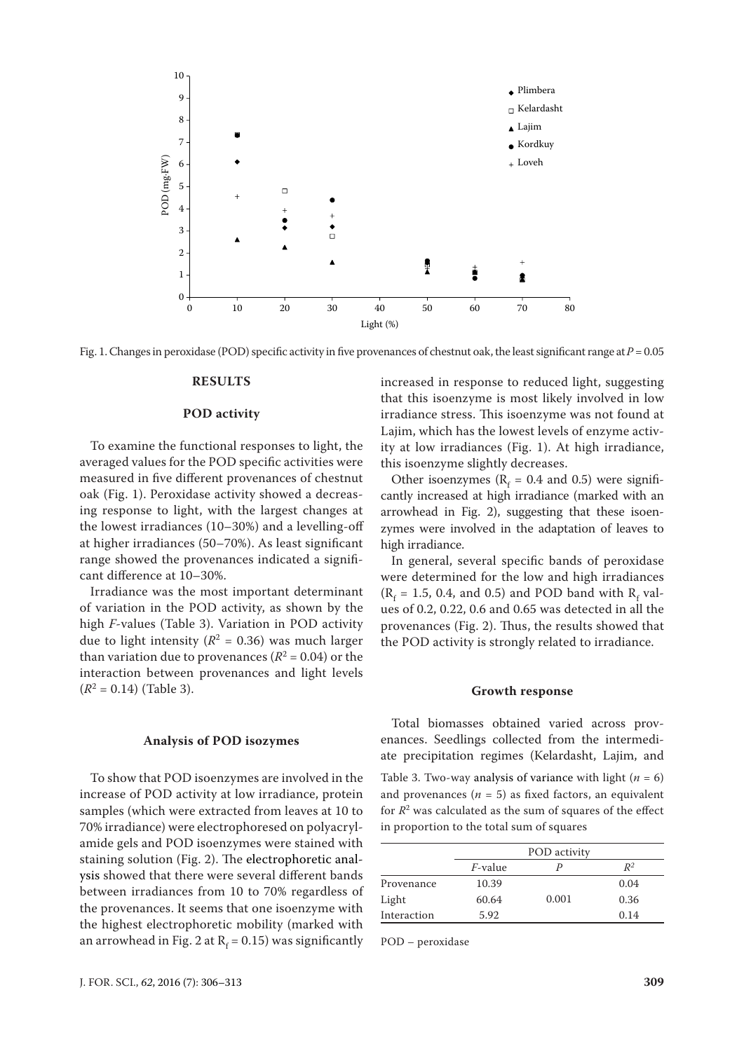Fig. 1. Changes in peroxidase (POD) specific activity in five provenances of chestnut oak, the least significant range at $P = 0.05$

## RESULTS

### POD activity

To examine the functional responses to light, the averaged values for the POD specific activities were measured in five different provenances of chestnut oak (Fig. 1). Peroxidase activity showed a decreasing response to light, with the largest changes at the lowest irradiances (10–30%) and a levelling-off at higher irradiances (50–70%). As least significant range showed the provenances indicated a significant difference at 10–30%.

Irradiance was the most important determinant of variation in the POD activity, as shown by the high *F*-values (Table 3). Variation in POD activity due to light intensity ($R^2 = 0.36$) was much larger than variation due to provenances ($R^2 = 0.04$) or the interaction between provenances and light levels ($R^2 = 0.14$) (Table 3).

### Analysis of POD isozymes

To show that POD isoenzymes are involved in the increase of POD activity at low irradiance, protein samples (which were extracted from leaves at 10 to 70% irradiance) were electrophoresed on polyacrylamide gels and POD isoenzymes were stained with staining solution (Fig. 2). The electrophoretic analysis showed that there were several different bands between irradiances from 10 to 70% regardless of the provenances. It seems that one isoenzyme with the highest electrophoretic mobility (marked with an arrowhead in Fig. 2 at $R_f = 0.15$) was significantly increased in response to reduced light, suggesting that this isoenzyme is most likely involved in low irradiance stress. This isoenzyme was not found at Lajim, which has the lowest levels of enzyme activity at low irradiances (Fig. 1). At high irradiance, this isoenzyme slightly decreases.

Other isoenzymes ($R_f$ = 0.4 and 0.5) were significantly increased at high irradiance (marked with an arrowhead in Fig. 2), suggesting that these isoenzymes were involved in the adaptation of leaves to high irradiance.

In general, several specific bands of peroxidase were determined for the low and high irradiances ($R_f$ = 1.5, 0.4, and 0.5) and POD band with $R_f$ values of 0.2, 0.22, 0.6 and 0.65 was detected in all the provenances (Fig. 2). Thus, the results showed that the POD activity is strongly related to irradiance.

### Growth response

Total biomasses obtained varied across provenances. Seedlings collected from the intermediate precipitation regimes (Kelardasht, Lajim, and

Table 3. Two-way analysis of variance with light ($n = 6$) and provenances ($n = 5$) as fixed factors, an equivalent for $R^2$ was calculated as the sum of squares of the effect in proportion to the total sum of squares

| | POD activity | | |
|---|---|---|---|
| | *F*-value | *P* | $R^2$ |
| Provenance | 10.39 | | 0.04 |
| Light | 60.64 | 0.001 | 0.36 |
| Interaction | 5.92 | | 0.14 |

POD – peroxidase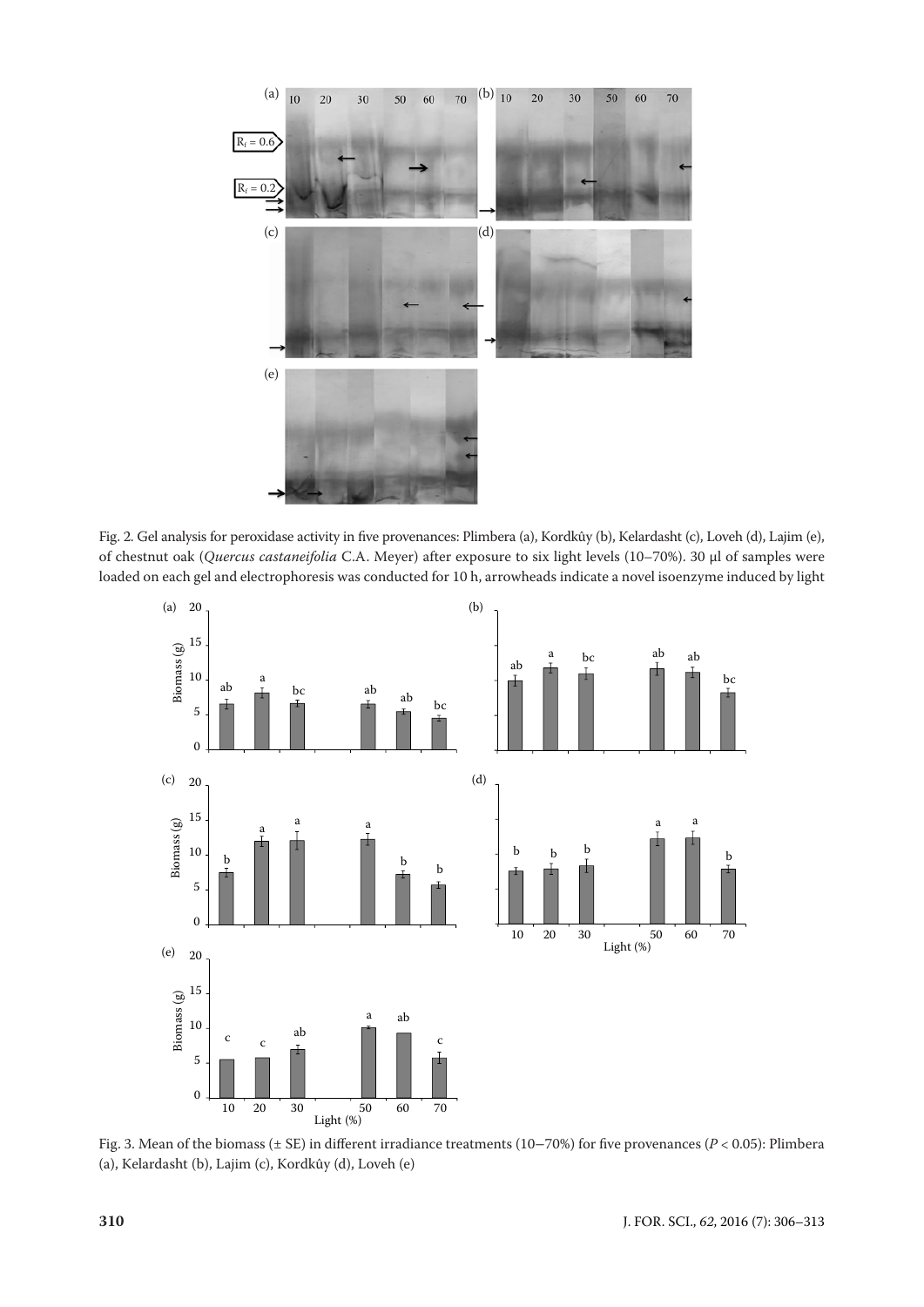Fig. 2. Gel analysis for peroxidase activity in five provenances: Plimbera (a), Kordkûy (b), Kelardasht (c), Loveh (d), Lajim (e), of chestnut oak (*Quercus castaneifolia* C.A. Meyer) after exposure to six light levels (10–70%). 30 µl of samples were loaded on each gel and electrophoresis was conducted for 10 h, arrowheads indicate a novel isoenzyme induced by light

Fig. 3. Mean of the biomass (± SE) in different irradiance treatments (10–70%) for five provenances ($P < 0.05$): Plimbera (a), Kelardasht (b), Lajim (c), Kordkûy (d), Loveh (e)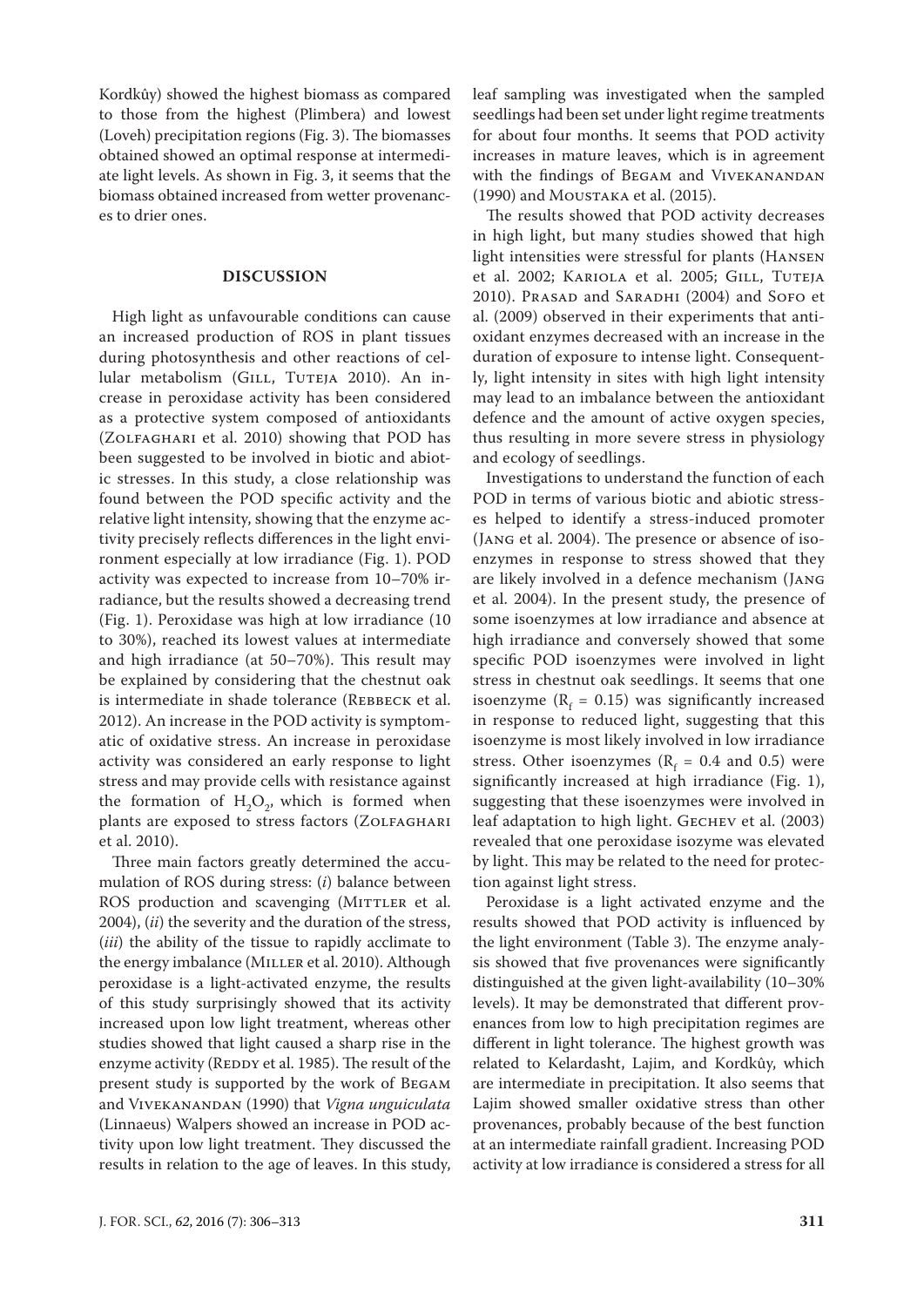Kordkûy) showed the highest biomass as compared to those from the highest (Plimbera) and lowest (Loveh) precipitation regions (Fig. 3). The biomasses obtained showed an optimal response at intermediate light levels. As shown in Fig. 3, it seems that the biomass obtained increased from wetter provenances to drier ones.

## DISCUSSION

High light as unfavourable conditions can cause an increased production of ROS in plant tissues during photosynthesis and other reactions of cellular metabolism (Gill, Tuteja 2010). An increase in peroxidase activity has been considered as a protective system composed of antioxidants (Zolfaghari et al. 2010) showing that POD has been suggested to be involved in biotic and abiotic stresses. In this study, a close relationship was found between the POD specific activity and the relative light intensity, showing that the enzyme activity precisely reflects differences in the light environment especially at low irradiance (Fig. 1). POD activity was expected to increase from 10–70% irradiance, but the results showed a decreasing trend (Fig. 1). Peroxidase was high at low irradiance (10 to 30%), reached its lowest values at intermediate and high irradiance (at 50–70%). This result may be explained by considering that the chestnut oak is intermediate in shade tolerance (Rebbeck et al. 2012). An increase in the POD activity is symptomatic of oxidative stress. An increase in peroxidase activity was considered an early response to light stress and may provide cells with resistance against the formation of $H_2O_2$, which is formed when plants are exposed to stress factors (Zolfaghari et al. 2010).

Three main factors greatly determined the accumulation of ROS during stress: (*i*) balance between ROS production and scavenging (Mittler et al. 2004), (*ii*) the severity and the duration of the stress, (*iii*) the ability of the tissue to rapidly acclimate to the energy imbalance (Miller et al. 2010). Although peroxidase is a light-activated enzyme, the results of this study surprisingly showed that its activity increased upon low light treatment, whereas other studies showed that light caused a sharp rise in the enzyme activity (Reddy et al. 1985). The result of the present study is supported by the work of Begam and Vivekanandan (1990) that *Vigna unguiculata* (Linnaeus) Walpers showed an increase in POD activity upon low light treatment. They discussed the results in relation to the age of leaves. In this study, leaf sampling was investigated when the sampled seedlings had been set under light regime treatments for about four months. It seems that POD activity increases in mature leaves, which is in agreement with the findings of Begam and Vivekanandan (1990) and Moustaka et al. (2015).

The results showed that POD activity decreases in high light, but many studies showed that high light intensities were stressful for plants (Hansen et al. 2002; Kariola et al. 2005; Gill, Tuteja 2010). Prasad and Saradhi (2004) and Sofo et al. (2009) observed in their experiments that antioxidant enzymes decreased with an increase in the duration of exposure to intense light. Consequently, light intensity in sites with high light intensity may lead to an imbalance between the antioxidant defence and the amount of active oxygen species, thus resulting in more severe stress in physiology and ecology of seedlings.

Investigations to understand the function of each POD in terms of various biotic and abiotic stresses helped to identify a stress-induced promoter (Jang et al. 2004). The presence or absence of isoenzymes in response to stress showed that they are likely involved in a defence mechanism (Jang et al. 2004). In the present study, the presence of some isoenzymes at low irradiance and absence at high irradiance and conversely showed that some specific POD isoenzymes were involved in light stress in chestnut oak seedlings. It seems that one isoenzyme ($R_f$ = 0.15) was significantly increased in response to reduced light, suggesting that this isoenzyme is most likely involved in low irradiance stress. Other isoenzymes ($R_f$ = 0.4 and 0.5) were significantly increased at high irradiance (Fig. 1), suggesting that these isoenzymes were involved in leaf adaptation to high light. Gechev et al. (2003) revealed that one peroxidase isozyme was elevated by light. This may be related to the need for protection against light stress.

Peroxidase is a light activated enzyme and the results showed that POD activity is influenced by the light environment (Table 3). The enzyme analysis showed that five provenances were significantly distinguished at the given light-availability (10–30% levels). It may be demonstrated that different provenances from low to high precipitation regimes are different in light tolerance. The highest growth was related to Kelardasht, Lajim, and Kordkûy, which are intermediate in precipitation. It also seems that Lajim showed smaller oxidative stress than other provenances, probably because of the best function at an intermediate rainfall gradient. Increasing POD activity at low irradiance is considered a stress for all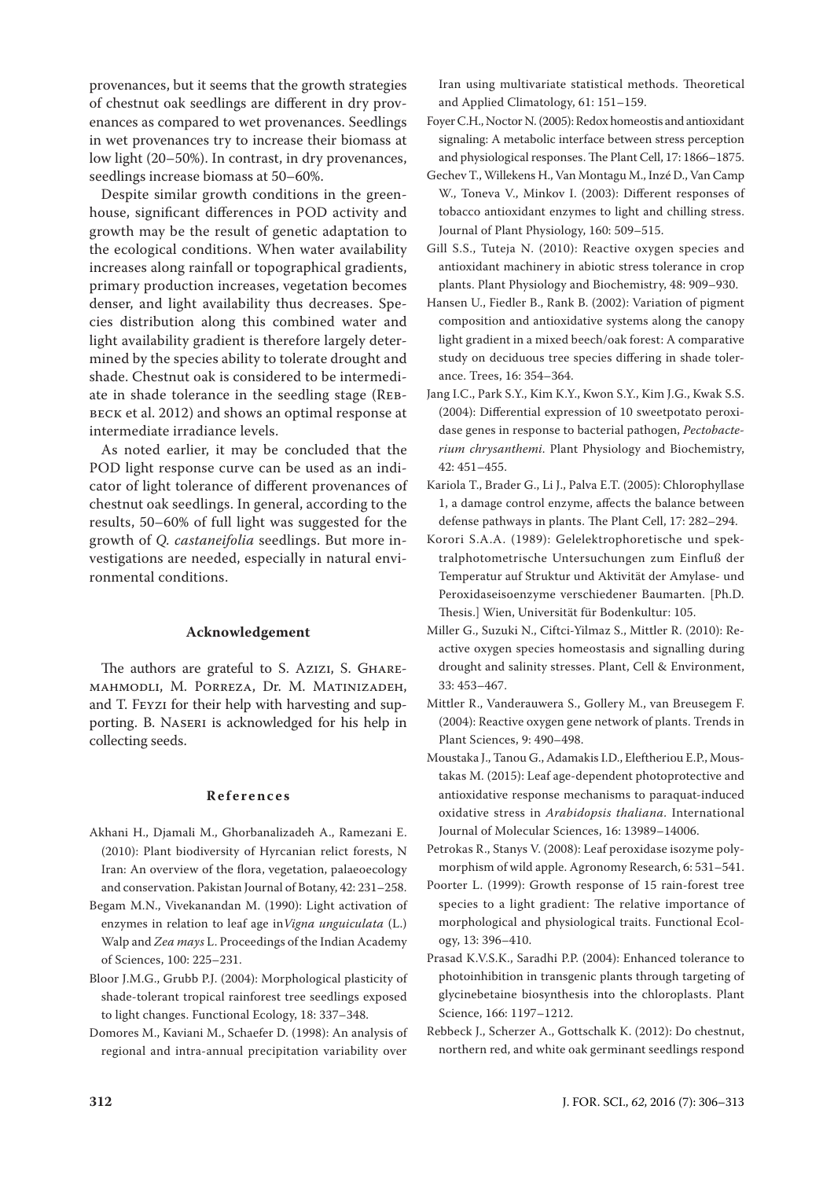provenances, but it seems that the growth strategies of chestnut oak seedlings are different in dry provenances as compared to wet provenances. Seedlings in wet provenances try to increase their biomass at low light (20–50%). In contrast, in dry provenances, seedlings increase biomass at 50–60%.

Despite similar growth conditions in the greenhouse, significant differences in POD activity and growth may be the result of genetic adaptation to the ecological conditions. When water availability increases along rainfall or topographical gradients, primary production increases, vegetation becomes denser, and light availability thus decreases. Species distribution along this combined water and light availability gradient is therefore largely determined by the species ability to tolerate drought and shade. Chestnut oak is considered to be intermediate in shade tolerance in the seedling stage (Rebbeck et al. 2012) and shows an optimal response at intermediate irradiance levels.

As noted earlier, it may be concluded that the POD light response curve can be used as an indicator of light tolerance of different provenances of chestnut oak seedlings. In general, according to the results, 50–60% of full light was suggested for the growth of *Q. castaneifolia* seedlings. But more investigations are needed, especially in natural environmental conditions.

## Acknowledgement

The authors are grateful to S. Azizi, S. Gharemahmodli, M. Porreza, Dr. M. Matinizadeh, and T. Feyzi for their help with harvesting and supporting. B. Naseri is acknowledged for his help in collecting seeds.

## References

Akhani H., Djamali M., Ghorbanalizadeh A., Ramezani E. (2010): Plant biodiversity of Hyrcanian relict forests, N Iran: An overview of the flora, vegetation, palaeoecology and conservation. Pakistan Journal of Botany, 42: 231–258.

Begam M.N., Vivekanandan M. (1990): Light activation of enzymes in relation to leaf age in*Vigna unguiculata* (L.) Walp and *Zea mays* L. Proceedings of the Indian Academy of Sciences, 100: 225–231.

Bloor J.M.G., Grubb P.J. (2004): Morphological plasticity of shade-tolerant tropical rainforest tree seedlings exposed to light changes. Functional Ecology, 18: 337–348.

Domores M., Kaviani M., Schaefer D. (1998): An analysis of regional and intra-annual precipitation variability over Iran using multivariate statistical methods. Theoretical and Applied Climatology, 61: 151–159.

Foyer C.H., Noctor N. (2005): Redox homeostis and antioxidant signaling: A metabolic interface between stress perception and physiological responses. The Plant Cell, 17: 1866–1875.

Gechev T., Willekens H., Van Montagu M., Inzé D., Van Camp W., Toneva V., Minkov I. (2003): Different responses of tobacco antioxidant enzymes to light and chilling stress. Journal of Plant Physiology, 160: 509–515.

Gill S.S., Tuteja N. (2010): Reactive oxygen species and antioxidant machinery in abiotic stress tolerance in crop plants. Plant Physiology and Biochemistry, 48: 909–930.

Hansen U., Fiedler B., Rank B. (2002): Variation of pigment composition and antioxidative systems along the canopy light gradient in a mixed beech/oak forest: A comparative study on deciduous tree species differing in shade tolerance. Trees, 16: 354–364.

Jang I.C., Park S.Y., Kim K.Y., Kwon S.Y., Kim J.G., Kwak S.S. (2004): Differential expression of 10 sweetpotato peroxidase genes in response to bacterial pathogen, *Pectobacterium chrysanthemi*. Plant Physiology and Biochemistry, 42: 451–455.

Kariola T., Brader G., Li J., Palva E.T. (2005): Chlorophyllase 1, a damage control enzyme, affects the balance between defense pathways in plants. The Plant Cell, 17: 282–294.

Korori S.A.A. (1989): Gelelektrophoretische und spektralphotometrische Untersuchungen zum Einfluß der Temperatur auf Struktur und Aktivität der Amylase- und Peroxidaseisoenzyme verschiedener Baumarten. [Ph.D. Thesis.] Wien, Universität für Bodenkultur: 105.

Miller G., Suzuki N., Ciftci-Yilmaz S., Mittler R. (2010): Reactive oxygen species homeostasis and signalling during drought and salinity stresses. Plant, Cell & Environment, 33: 453–467.

Mittler R., Vanderauwera S., Gollery M., van Breusegem F. (2004): Reactive oxygen gene network of plants. Trends in Plant Sciences, 9: 490–498.

Moustaka J., Tanou G., Adamakis I.D., Eleftheriou E.P., Moustakas M. (2015): Leaf age-dependent photoprotective and antioxidative response mechanisms to paraquat-induced oxidative stress in *Arabidopsis thaliana*. International Journal of Molecular Sciences, 16: 13989–14006.

Petrokas R., Stanys V. (2008): Leaf peroxidase isozyme polymorphism of wild apple. Agronomy Research, 6: 531–541.

Poorter L. (1999): Growth response of 15 rain-forest tree species to a light gradient: The relative importance of morphological and physiological traits. Functional Ecology, 13: 396–410.

Prasad K.V.S.K., Saradhi P.P. (2004): Enhanced tolerance to photoinhibition in transgenic plants through targeting of glycinebetaine biosynthesis into the chloroplasts. Plant Science, 166: 1197–1212.

Rebbeck J., Scherzer A., Gottschalk K. (2012): Do chestnut, northern red, and white oak germinant seedlings respond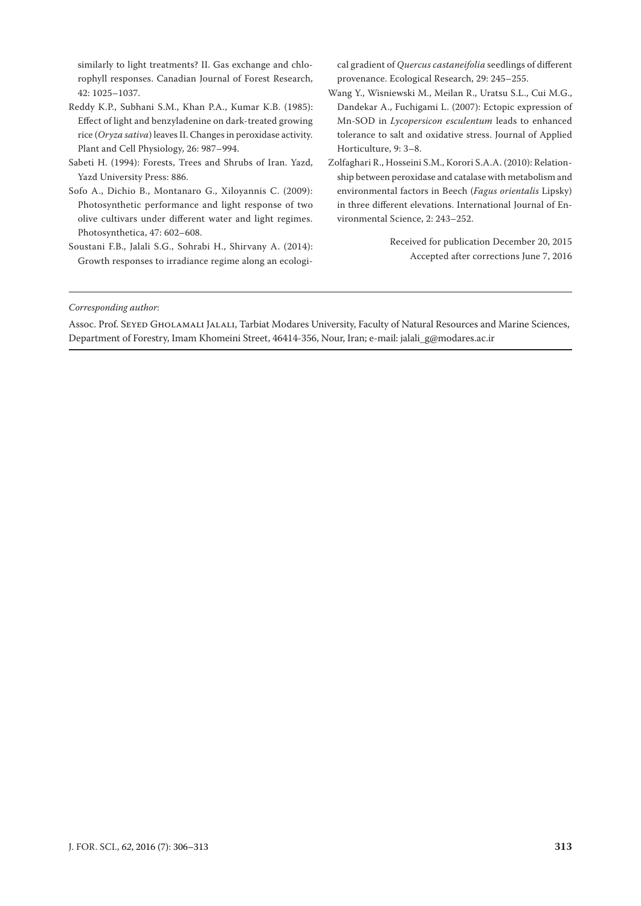similarly to light treatments? II. Gas exchange and chlorophyll responses. Canadian Journal of Forest Research, 42: 1025–1037.

Reddy K.P., Subhani S.M., Khan P.A., Kumar K.B. (1985): Effect of light and benzyladenine on dark-treated growing rice (*Oryza sativa*) leaves II. Changes in peroxidase activity. Plant and Cell Physiology, 26: 987–994.

Sabeti H. (1994): Forests, Trees and Shrubs of Iran. Yazd, Yazd University Press: 886.

Sofo A., Dichio B., Montanaro G., Xiloyannis C. (2009): Photosynthetic performance and light response of two olive cultivars under different water and light regimes. Photosynthetica, 47: 602–608.

Soustani F.B., Jalali S.G., Sohrabi H., Shirvany A. (2014): Growth responses to irradiance regime along an ecological gradient of *Quercus castaneifolia* seedlings of different provenance. Ecological Research, 29: 245–255.

Wang Y., Wisniewski M., Meilan R., Uratsu S.L., Cui M.G., Dandekar A., Fuchigami L. (2007): Ectopic expression of Mn-SOD in *Lycopersicon esculentum* leads to enhanced tolerance to salt and oxidative stress. Journal of Applied Horticulture, 9: 3–8.

Zolfaghari R., Hosseini S.M., Korori S.A.A. (2010): Relationship between peroxidase and catalase with metabolism and environmental factors in Beech (*Fagus orientalis* Lipsky) in three different elevations. International Journal of Environmental Science, 2: 243–252.

Received for publication December 20, 2015
Accepted after corrections June 7, 2016

*Corresponding author*:

Assoc. Prof. Seyed Gholamali Jalali, Tarbiat Modares University, Faculty of Natural Resources and Marine Sciences, Department of Forestry, Imam Khomeini Street, 46414-356, Nour, Iran; e-mail: jalali_g@modares.ac.ir